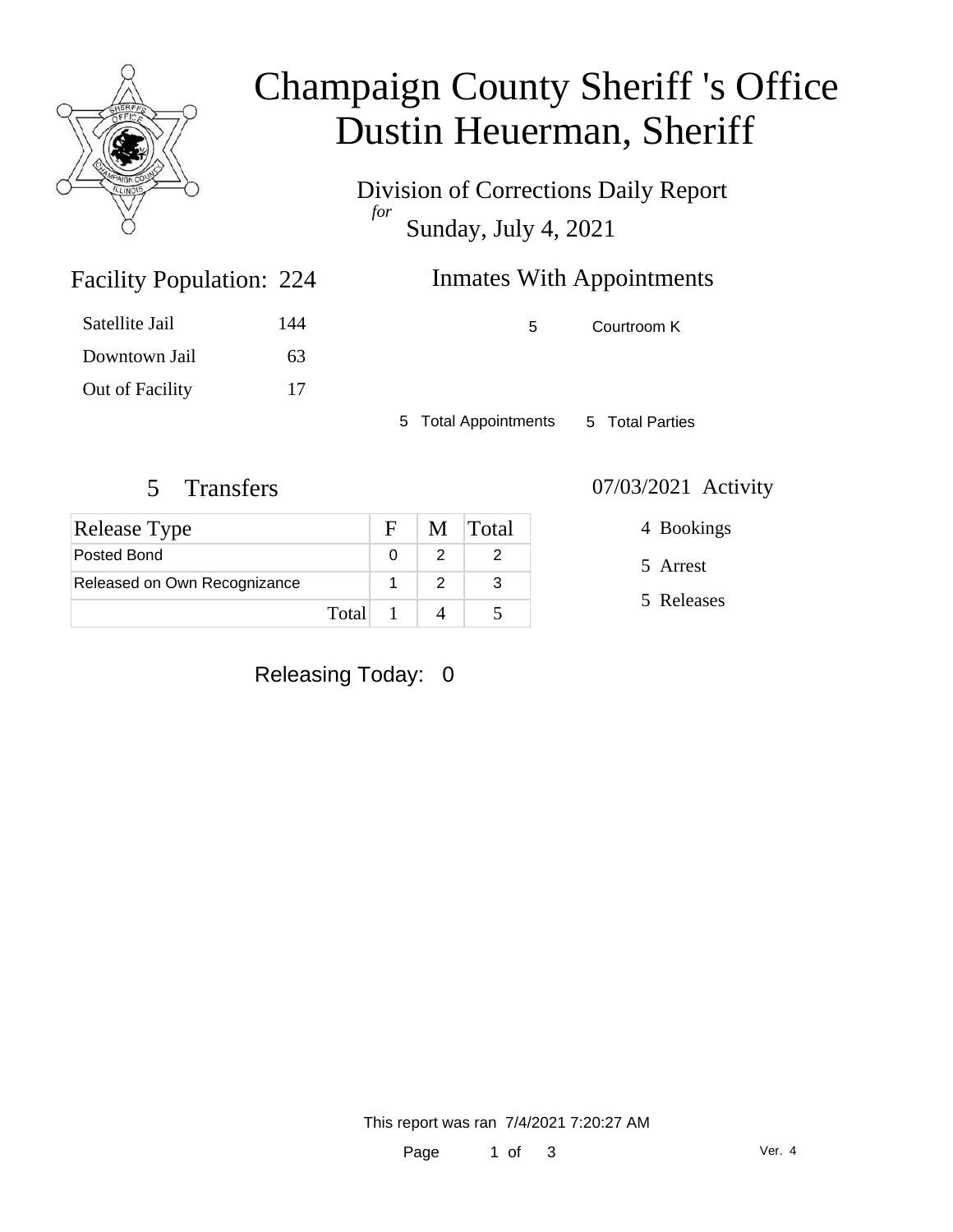# Champaign County Sheriff 's Office
# Dustin Heuerman, Sheriff

Division of Corrections Daily Report
*for*
Sunday, July 4, 2021

## Facility Population: 224

| | |
|---|---|
| Satellite Jail | 144 |
| Downtown Jail | 63 |
| Out of Facility | 17 |

## Inmates With Appointments

| | |
|---|---|
| 5 | Courtroom K |

5 Total Appointments 5 Total Parties

## 5 Transfers

| Release Type | F | M | Total |
|---|---|---|---|
| Posted Bond | 0 | 2 | 2 |
| Released on Own Recognizance | 1 | 2 | 3 |
| Total | 1 | 4 | 5 |

## 07/03/2021 Activity

4 Bookings

5 Arrest

5 Releases

Releasing Today: 0

This report was ran 7/4/2021 7:20:27 AM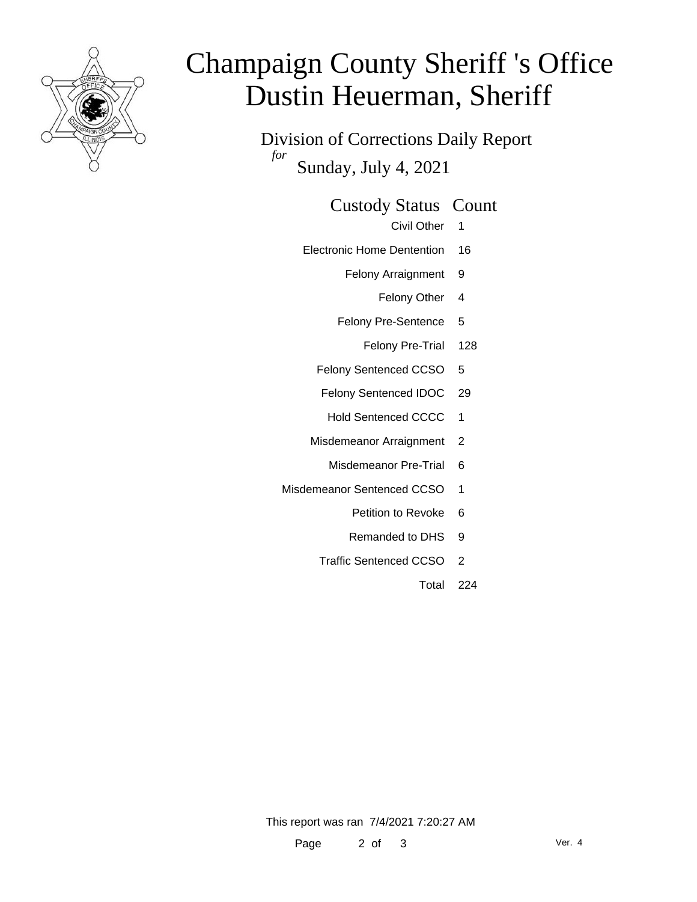# Champaign County Sheriff 's Office
# Dustin Heuerman, Sheriff

Division of Corrections Daily Report
*for*
Sunday, July 4, 2021

| Custody Status | Count |
|---|---|
| Civil Other | 1 |
| Electronic Home Dentention | 16 |
| Felony Arraignment | 9 |
| Felony Other | 4 |
| Felony Pre-Sentence | 5 |
| Felony Pre-Trial | 128 |
| Felony Sentenced CCSO | 5 |
| Felony Sentenced IDOC | 29 |
| Hold Sentenced CCCC | 1 |
| Misdemeanor Arraignment | 2 |
| Misdemeanor Pre-Trial | 6 |
| Misdemeanor Sentenced CCSO | 1 |
| Petition to Revoke | 6 |
| Remanded to DHS | 9 |
| Traffic Sentenced CCSO | 2 |
| Total | 224 |

This report was ran 7/4/2021 7:20:27 AM

Ver. 4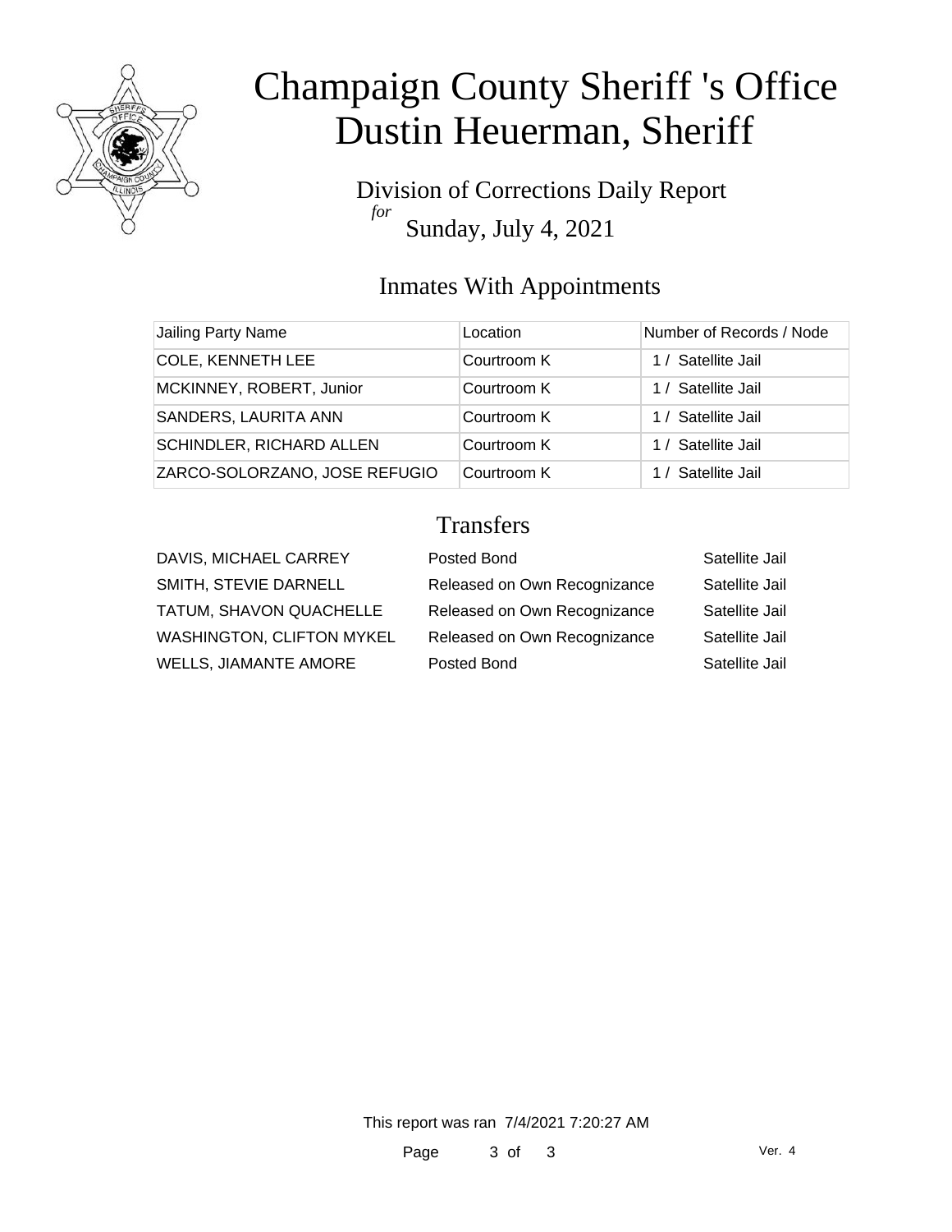# Champaign County Sheriff 's Office
# Dustin Heuerman, Sheriff

Division of Corrections Daily Report
*for*
Sunday, July 4, 2021

## Inmates With Appointments

| Jailing Party Name | Location | Number of Records / Node |
|---|---|---|
| COLE, KENNETH LEE | Courtroom K | 1 / Satellite Jail |
| MCKINNEY, ROBERT, Junior | Courtroom K | 1 / Satellite Jail |
| SANDERS, LAURITA ANN | Courtroom K | 1 / Satellite Jail |
| SCHINDLER, RICHARD ALLEN | Courtroom K | 1 / Satellite Jail |
| ZARCO-SOLORZANO, JOSE REFUGIO | Courtroom K | 1 / Satellite Jail |

## Transfers

| | | |
|---|---|---|
| DAVIS, MICHAEL CARREY | Posted Bond | Satellite Jail |
| SMITH, STEVIE DARNELL | Released on Own Recognizance | Satellite Jail |
| TATUM, SHAVON QUACHELLE | Released on Own Recognizance | Satellite Jail |
| WASHINGTON, CLIFTON MYKEL | Released on Own Recognizance | Satellite Jail |
| WELLS, JIAMANTE AMORE | Posted Bond | Satellite Jail |

This report was ran 7/4/2021 7:20:27 AM

Ver. 4